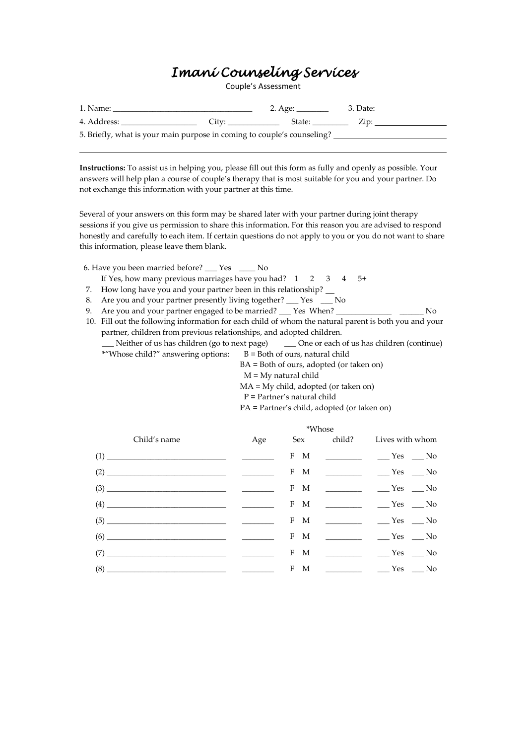# *Imani Counseling Services*

Couple's Assessment

1. Name: ______________________________ 2. Age: ________ 3. Date: ______________

4. Address: ________________ City: ____________ State: ________ Zip: ______________

5. Briefly, what is your main purpose in coming to couple's counseling? ________________________

______________________________________________________________________________

**Instructions:** To assist us in helping you, please fill out this form as fully and openly as possible. Your answers will help plan a course of couple's therapy that is most suitable for you and your partner. Do not exchange this information with your partner at this time.

Several of your answers on this form may be shared later with your partner during joint therapy sessions if you give us permission to share this information. For this reason you are advised to respond honestly and carefully to each item. If certain questions do not apply to you or you do not want to share this information, please leave them blank.

6. Have you been married before? ___ Yes ____ No
   If Yes, how many previous marriages have you had? 1 2 3 4 5+
7. How long have you and your partner been in this relationship? __
8. Are you and your partner presently living together? ___ Yes ___ No
9. Are you and your partner engaged to be married? ___ Yes When? _____________ ______ No
10. Fill out the following information for each child of whom the natural parent is both you and your partner, children from previous relationships, and adopted children.
    ___ Neither of us has children (go to next page) ___ One or each of us has children (continue)
    *"Whose child?" answering options:
    - B = Both of ours, natural child
    - BA = Both of ours, adopted (or taken on)
    - M = My natural child
    - MA = My child, adopted (or taken on)
    - P = Partner's natural child
    - PA = Partner's child, adopted (or taken on)

| Child's name | Age | Sex | *Whose child? | Lives with whom |
|---|---|---|---|---|
| (1) ______________________ | ________ | F M | _________ | ___ Yes ___ No |
| (2) ______________________ | ________ | F M | _________ | ___ Yes ___ No |
| (3) ______________________ | ________ | F M | _________ | ___ Yes ___ No |
| (4) ______________________ | ________ | F M | _________ | ___ Yes ___ No |
| (5) ______________________ | ________ | F M | _________ | ___ Yes ___ No |
| (6) ______________________ | ________ | F M | _________ | ___ Yes ___ No |
| (7) ______________________ | ________ | F M | _________ | ___ Yes ___ No |
| (8) ______________________ | ________ | F M | _________ | ___ Yes ___ No |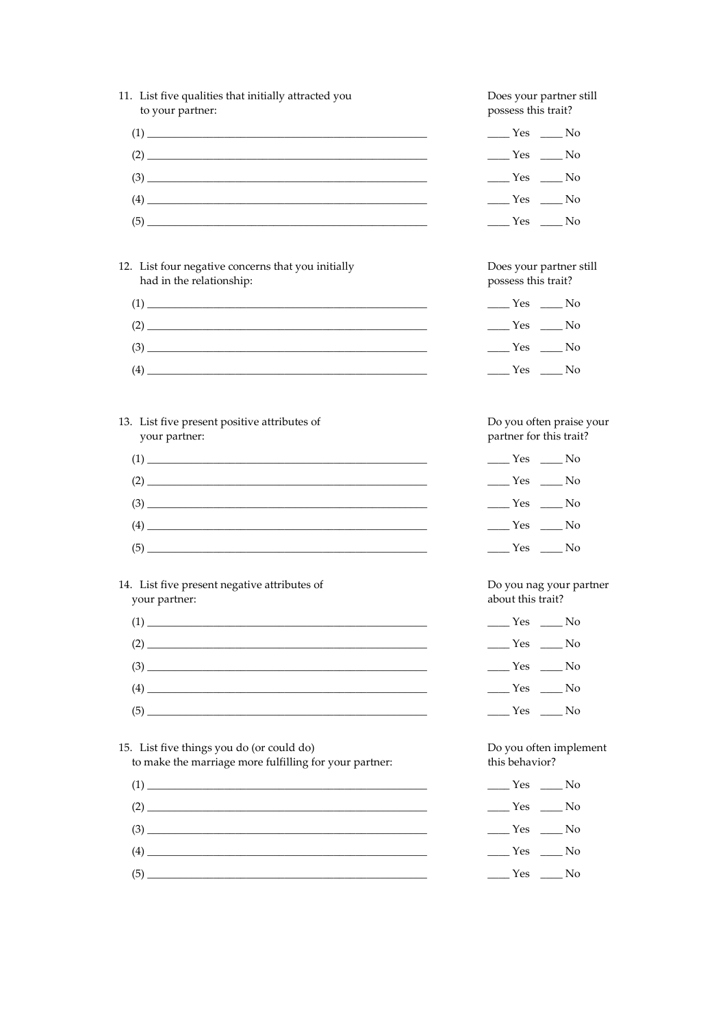11. List five qualities that initially attracted you to your partner:

| | Does your partner still possess this trait? |
|---|---|
| (1) ______________________________ | ____ Yes ____ No |
| (2) ______________________________ | ____ Yes ____ No |
| (3) ______________________________ | ____ Yes ____ No |
| (4) ______________________________ | ____ Yes ____ No |
| (5) ______________________________ | ____ Yes ____ No |

12. List four negative concerns that you initially had in the relationship:

| | Does your partner still possess this trait? |
|---|---|
| (1) ______________________________ | ____ Yes ____ No |
| (2) ______________________________ | ____ Yes ____ No |
| (3) ______________________________ | ____ Yes ____ No |
| (4) ______________________________ | ____ Yes ____ No |

13. List five present positive attributes of your partner:

| | Do you often praise your partner for this trait? |
|---|---|
| (1) ______________________________ | ____ Yes ____ No |
| (2) ______________________________ | ____ Yes ____ No |
| (3) ______________________________ | ____ Yes ____ No |
| (4) ______________________________ | ____ Yes ____ No |
| (5) ______________________________ | ____ Yes ____ No |

14. List five present negative attributes of your partner:

| | Do you nag your partner about this trait? |
|---|---|
| (1) ______________________________ | ____ Yes ____ No |
| (2) ______________________________ | ____ Yes ____ No |
| (3) ______________________________ | ____ Yes ____ No |
| (4) ______________________________ | ____ Yes ____ No |
| (5) ______________________________ | ____ Yes ____ No |

15. List five things you do (or could do) to make the marriage more fulfilling for your partner:

| | Do you often implement this behavior? |
|---|---|
| (1) ______________________________ | ____ Yes ____ No |
| (2) ______________________________ | ____ Yes ____ No |
| (3) ______________________________ | ____ Yes ____ No |
| (4) ______________________________ | ____ Yes ____ No |
| (5) ______________________________ | ____ Yes ____ No |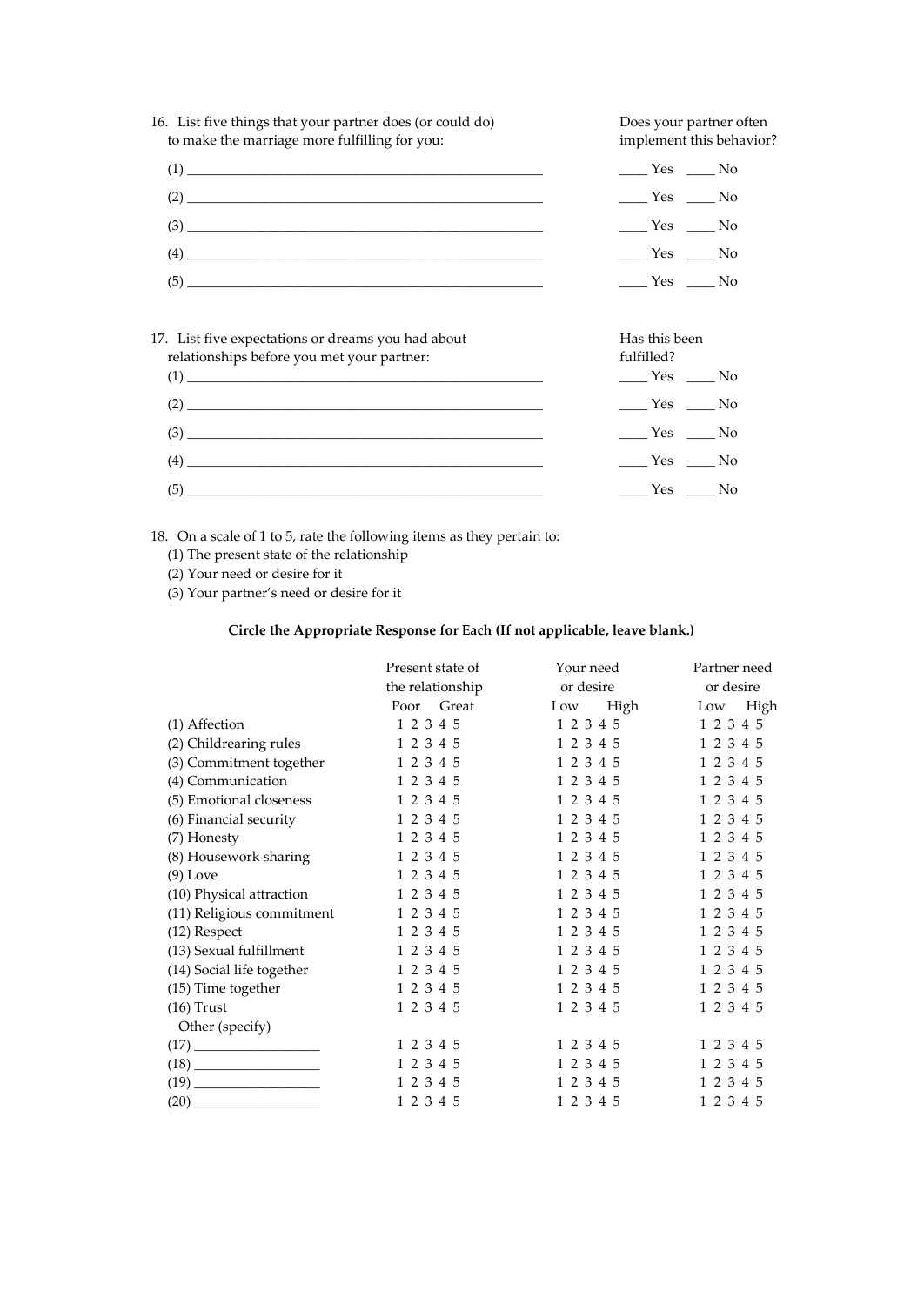16. List five things that your partner does (or could do) to make the marriage more fulfilling for you:

| | Does your partner often implement this behavior? |
|---|---|
| (1) ________________________________ | ____ Yes ____ No |
| (2) ________________________________ | ____ Yes ____ No |
| (3) ________________________________ | ____ Yes ____ No |
| (4) ________________________________ | ____ Yes ____ No |
| (5) ________________________________ | ____ Yes ____ No |

17. List five expectations or dreams you had about relationships before you met your partner:

| | Has this been fulfilled? |
|---|---|
| (1) ________________________________ | ____ Yes ____ No |
| (2) ________________________________ | ____ Yes ____ No |
| (3) ________________________________ | ____ Yes ____ No |
| (4) ________________________________ | ____ Yes ____ No |
| (5) ________________________________ | ____ Yes ____ No |

18. On a scale of 1 to 5, rate the following items as they pertain to:
   (1) The present state of the relationship
   (2) Your need or desire for it
   (3) Your partner's need or desire for it

**Circle the Appropriate Response for Each (If not applicable, leave blank.)**

| | Present state of the relationship (Poor – Great) | Your need or desire (Low – High) | Partner need or desire (Low – High) |
|---|---|---|---|
| (1) Affection | 1 2 3 4 5 | 1 2 3 4 5 | 1 2 3 4 5 |
| (2) Childrearing rules | 1 2 3 4 5 | 1 2 3 4 5 | 1 2 3 4 5 |
| (3) Commitment together | 1 2 3 4 5 | 1 2 3 4 5 | 1 2 3 4 5 |
| (4) Communication | 1 2 3 4 5 | 1 2 3 4 5 | 1 2 3 4 5 |
| (5) Emotional closeness | 1 2 3 4 5 | 1 2 3 4 5 | 1 2 3 4 5 |
| (6) Financial security | 1 2 3 4 5 | 1 2 3 4 5 | 1 2 3 4 5 |
| (7) Honesty | 1 2 3 4 5 | 1 2 3 4 5 | 1 2 3 4 5 |
| (8) Housework sharing | 1 2 3 4 5 | 1 2 3 4 5 | 1 2 3 4 5 |
| (9) Love | 1 2 3 4 5 | 1 2 3 4 5 | 1 2 3 4 5 |
| (10) Physical attraction | 1 2 3 4 5 | 1 2 3 4 5 | 1 2 3 4 5 |
| (11) Religious commitment | 1 2 3 4 5 | 1 2 3 4 5 | 1 2 3 4 5 |
| (12) Respect | 1 2 3 4 5 | 1 2 3 4 5 | 1 2 3 4 5 |
| (13) Sexual fulfillment | 1 2 3 4 5 | 1 2 3 4 5 | 1 2 3 4 5 |
| (14) Social life together | 1 2 3 4 5 | 1 2 3 4 5 | 1 2 3 4 5 |
| (15) Time together | 1 2 3 4 5 | 1 2 3 4 5 | 1 2 3 4 5 |
| (16) Trust | 1 2 3 4 5 | 1 2 3 4 5 | 1 2 3 4 5 |
| Other (specify) | | | |
| (17) ______________ | 1 2 3 4 5 | 1 2 3 4 5 | 1 2 3 4 5 |
| (18) ______________ | 1 2 3 4 5 | 1 2 3 4 5 | 1 2 3 4 5 |
| (19) ______________ | 1 2 3 4 5 | 1 2 3 4 5 | 1 2 3 4 5 |
| (20) ______________ | 1 2 3 4 5 | 1 2 3 4 5 | 1 2 3 4 5 |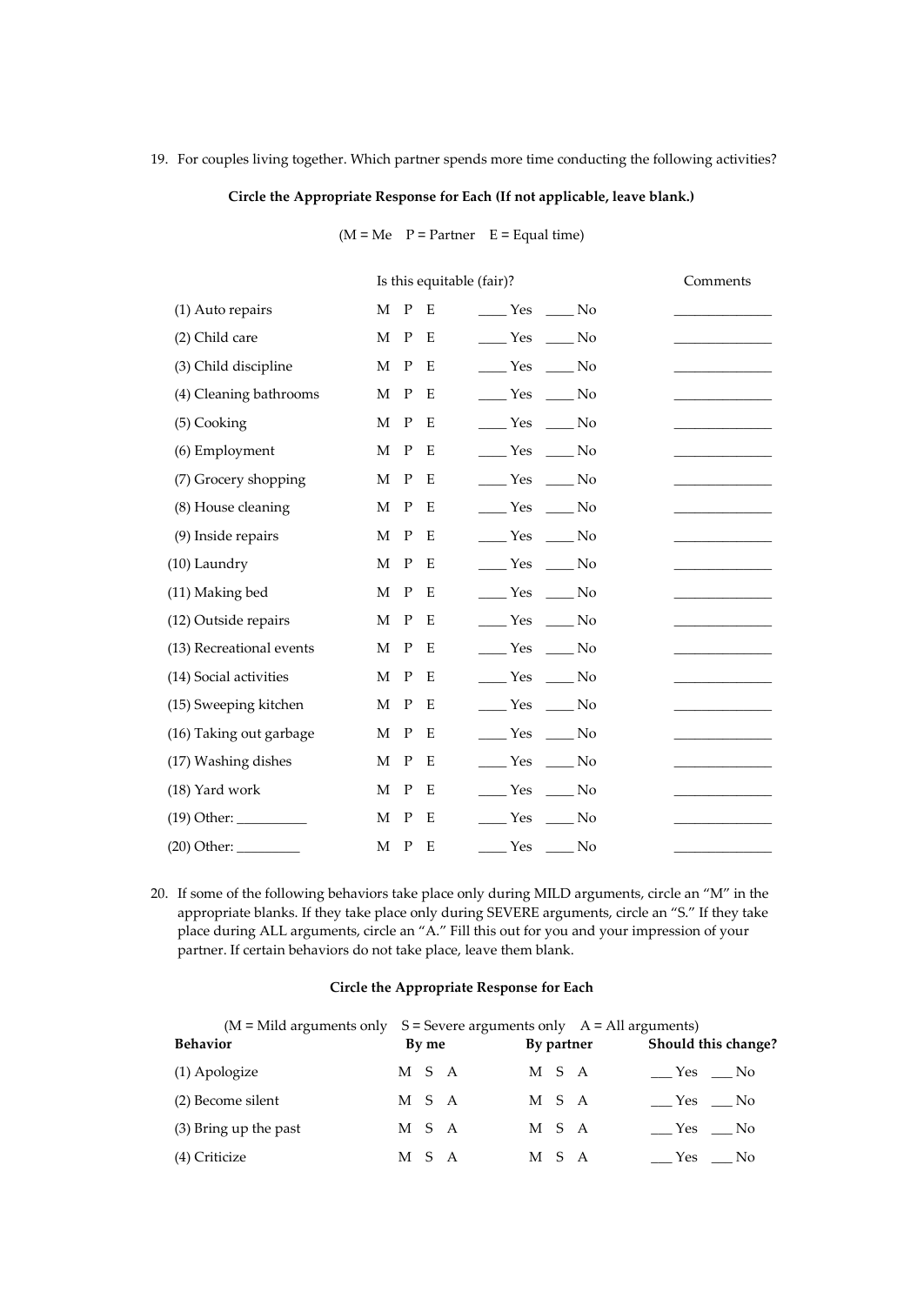19. For couples living together. Which partner spends more time conducting the following activities?

**Circle the Appropriate Response for Each (If not applicable, leave blank.)**

(M = Me P = Partner E = Equal time)

| | | Is this equitable (fair)? | Comments |
|---|---|---|---|
| (1) Auto repairs | M P E | ____ Yes ____ No | ______________ |
| (2) Child care | M P E | ____ Yes ____ No | ______________ |
| (3) Child discipline | M P E | ____ Yes ____ No | ______________ |
| (4) Cleaning bathrooms | M P E | ____ Yes ____ No | ______________ |
| (5) Cooking | M P E | ____ Yes ____ No | ______________ |
| (6) Employment | M P E | ____ Yes ____ No | ______________ |
| (7) Grocery shopping | M P E | ____ Yes ____ No | ______________ |
| (8) House cleaning | M P E | ____ Yes ____ No | ______________ |
| (9) Inside repairs | M P E | ____ Yes ____ No | ______________ |
| (10) Laundry | M P E | ____ Yes ____ No | ______________ |
| (11) Making bed | M P E | ____ Yes ____ No | ______________ |
| (12) Outside repairs | M P E | ____ Yes ____ No | ______________ |
| (13) Recreational events | M P E | ____ Yes ____ No | ______________ |
| (14) Social activities | M P E | ____ Yes ____ No | ______________ |
| (15) Sweeping kitchen | M P E | ____ Yes ____ No | ______________ |
| (16) Taking out garbage | M P E | ____ Yes ____ No | ______________ |
| (17) Washing dishes | M P E | ____ Yes ____ No | ______________ |
| (18) Yard work | M P E | ____ Yes ____ No | ______________ |
| (19) Other: __________ | M P E | ____ Yes ____ No | ______________ |
| (20) Other: _________ | M P E | ____ Yes ____ No | ______________ |

20. If some of the following behaviors take place only during MILD arguments, circle an "M" in the appropriate blanks. If they take place only during SEVERE arguments, circle an "S." If they take place during ALL arguments, circle an "A." Fill this out for you and your impression of your partner. If certain behaviors do not take place, leave them blank.

**Circle the Appropriate Response for Each**

(M = Mild arguments only S = Severe arguments only A = All arguments)

| **Behavior** | **By me** | **By partner** | **Should this change?** |
|---|---|---|---|
| (1) Apologize | M S A | M S A | ___ Yes ___ No |
| (2) Become silent | M S A | M S A | ___ Yes ___ No |
| (3) Bring up the past | M S A | M S A | ___ Yes ___ No |
| (4) Criticize | M S A | M S A | ___ Yes ___ No |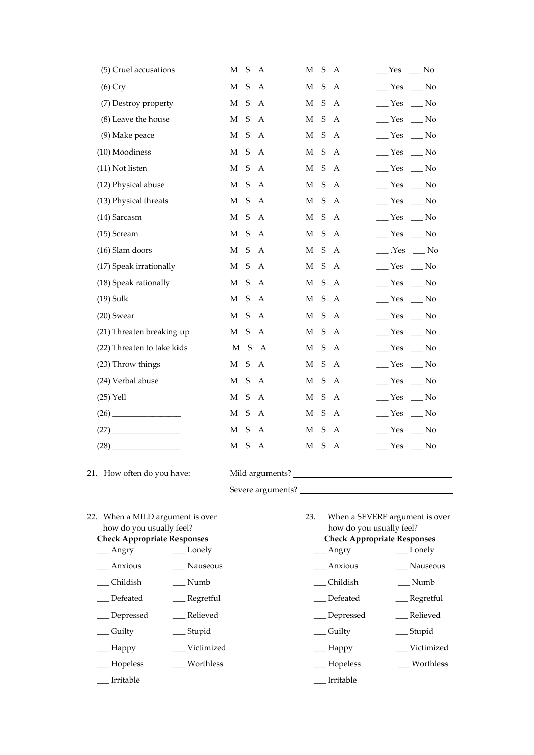| | | | |
|---|---|---|---|
| (5) Cruel accusations | M S A | M S A | ___Yes ___ No |
| (6) Cry | M S A | M S A | ___ Yes ___ No |
| (7) Destroy property | M S A | M S A | ___ Yes ___ No |
| (8) Leave the house | M S A | M S A | ___ Yes ___ No |
| (9) Make peace | M S A | M S A | ___ Yes ___ No |
| (10) Moodiness | M S A | M S A | ___ Yes ___ No |
| (11) Not listen | M S A | M S A | ___ Yes ___ No |
| (12) Physical abuse | M S A | M S A | ___ Yes ___ No |
| (13) Physical threats | M S A | M S A | ___ Yes ___ No |
| (14) Sarcasm | M S A | M S A | ___ Yes ___ No |
| (15) Scream | M S A | M S A | ___ Yes ___ No |
| (16) Slam doors | M S A | M S A | ___ .Yes ___ No |
| (17) Speak irrationally | M S A | M S A | ___ Yes ___ No |
| (18) Speak rationally | M S A | M S A | ___ Yes ___ No |
| (19) Sulk | M S A | M S A | ___ Yes ___ No |
| (20) Swear | M S A | M S A | ___ Yes ___ No |
| (21) Threaten breaking up | M S A | M S A | ___ Yes ___ No |
| (22) Threaten to take kids | M S A | M S A | ___ Yes ___ No |
| (23) Throw things | M S A | M S A | ___ Yes ___ No |
| (24) Verbal abuse | M S A | M S A | ___ Yes ___ No |
| (25) Yell | M S A | M S A | ___ Yes ___ No |
| (26) _______________ | M S A | M S A | ___ Yes ___ No |
| (27) _______________ | M S A | M S A | ___ Yes ___ No |
| (28) _______________ | M S A | M S A | ___ Yes ___ No |

21. How often do you have: Mild arguments? ______________________________

Severe arguments? ______________________________

22. When a MILD argument is over how do you usually feel?

**Check Appropriate Responses**

___ Angry
___ Anxious
___ Childish
___ Defeated
___ Depressed
___ Guilty
___ Happy
___ Hopeless
___ Irritable
___ Lonely
___ Nauseous
___ Numb
___ Regretful
___ Relieved
___ Stupid
___ Victimized
___ Worthless

23. When a SEVERE argument is over how do you usually feel?

**Check Appropriate Responses**

___ Angry
___ Anxious
___ Childish
___ Defeated
___ Depressed
___ Guilty
___ Happy
___ Hopeless
___ Irritable
___ Lonely
___ Nauseous
___ Numb
___ Regretful
___ Relieved
___ Stupid
___ Victimized
___ Worthless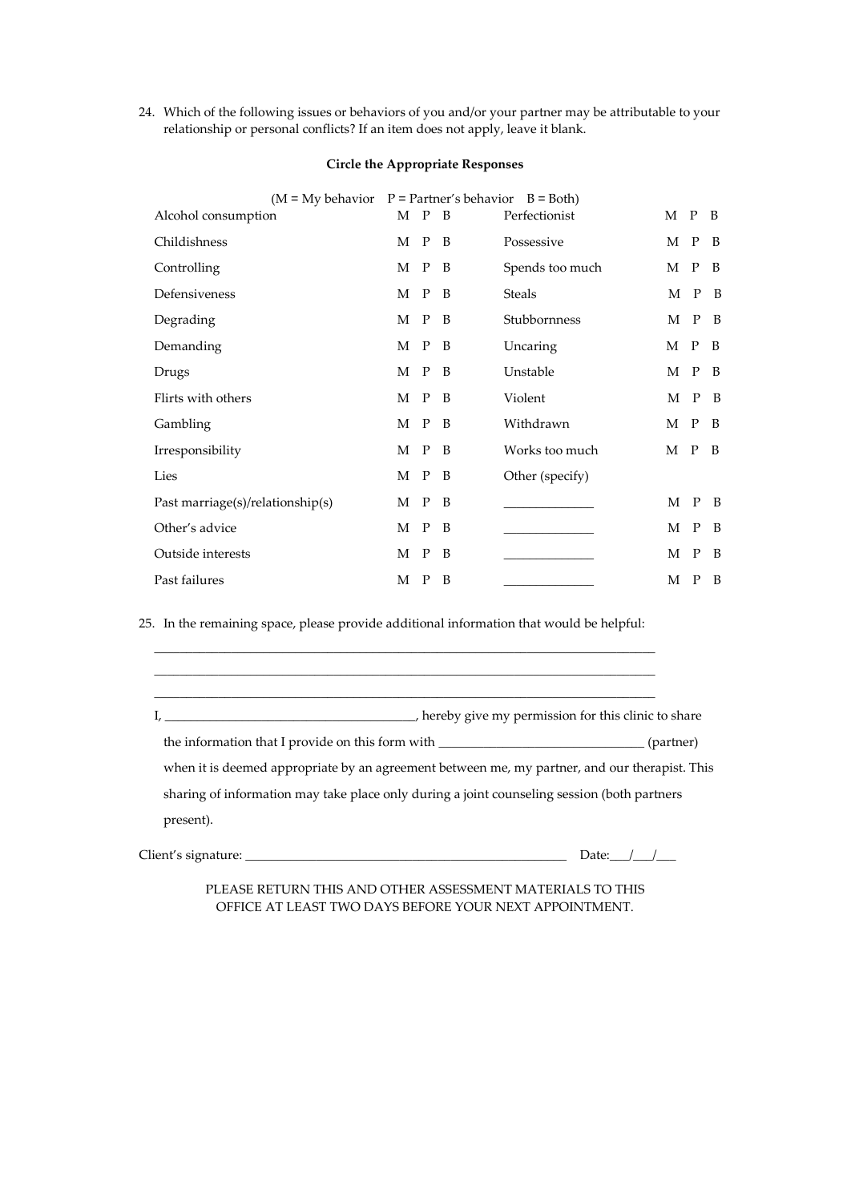24. Which of the following issues or behaviors of you and/or your partner may be attributable to your relationship or personal conflicts? If an item does not apply, leave it blank.

**Circle the Appropriate Responses**

(M = My behavior P = Partner's behavior B = Both)

| | | | |
|---|---|---|---|
| Alcohol consumption | M P B | Perfectionist | M P B |
| Childishness | M P B | Possessive | M P B |
| Controlling | M P B | Spends too much | M P B |
| Defensiveness | M P B | Steals | M P B |
| Degrading | M P B | Stubbornness | M P B |
| Demanding | M P B | Uncaring | M P B |
| Drugs | M P B | Unstable | M P B |
| Flirts with others | M P B | Violent | M P B |
| Gambling | M P B | Withdrawn | M P B |
| Irresponsibility | M P B | Works too much | M P B |
| Lies | M P B | Other (specify) | |
| Past marriage(s)/relationship(s) | M P B | ______________ | M P B |
| Other's advice | M P B | ______________ | M P B |
| Outside interests | M P B | ______________ | M P B |
| Past failures | M P B | ______________ | M P B |

25. In the remaining space, please provide additional information that would be helpful:

________________________________________________________________________________

________________________________________________________________________________

________________________________________________________________________________

I, ________________________________________, hereby give my permission for this clinic to share the information that I provide on this form with ________________________________ (partner) when it is deemed appropriate by an agreement between me, my partner, and our therapist. This sharing of information may take place only during a joint counseling session (both partners present).

Client's signature: ___________________________________________________ Date:___/___/___

PLEASE RETURN THIS AND OTHER ASSESSMENT MATERIALS TO THIS OFFICE AT LEAST TWO DAYS BEFORE YOUR NEXT APPOINTMENT.